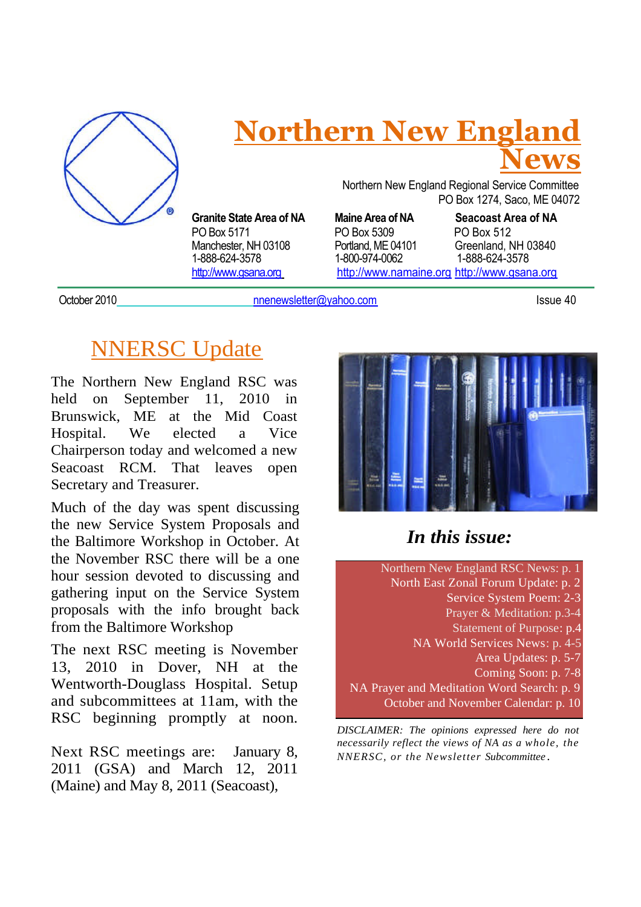# Northern New England News

Northern New England Regional Service Committee
PO Box 1274, Saco, ME 04072

**Granite State Area of NA**
PO Box 5171
Manchester, NH 03108
1-888-624-3578
http://www.gsana.org

**Maine Area of NA**
PO Box 5309
Portland, ME 04101
1-800-974-0062
http://www.namaine.org

**Seacoast Area of NA**
PO Box 512
Greenland, NH 03840
1-888-624-3578
http://www.gsana.org

October 2010 nnenewsletter@yahoo.com Issue 40

## NNERSC Update

The Northern New England RSC was held on September 11, 2010 in Brunswick, ME at the Mid Coast Hospital. We elected a Vice Chairperson today and welcomed a new Seacoast RCM. That leaves open Secretary and Treasurer.

Much of the day was spent discussing the new Service System Proposals and the Baltimore Workshop in October. At the November RSC there will be a one hour session devoted to discussing and gathering input on the Service System proposals with the info brought back from the Baltimore Workshop

The next RSC meeting is November 13, 2010 in Dover, NH at the Wentworth-Douglass Hospital. Setup and subcommittees at 11am, with the RSC beginning promptly at noon.

Next RSC meetings are: January 8, 2011 (GSA) and March 12, 2011 (Maine) and May 8, 2011 (Seacoast),

### *In this issue:*

Northern New England RSC News: p. 1
North East Zonal Forum Update: p. 2
Service System Poem: 2-3
Prayer & Meditation: p.3-4
Statement of Purpose: p.4
NA World Services News: p. 4-5
Area Updates: p. 5-7
Coming Soon: p. 7-8
NA Prayer and Meditation Word Search: p. 9
October and November Calendar: p. 10

*DISCLAIMER: The opinions expressed here do not necessarily reflect the views of NA as a whole, the NNERSC, or the Newsletter Subcommittee.*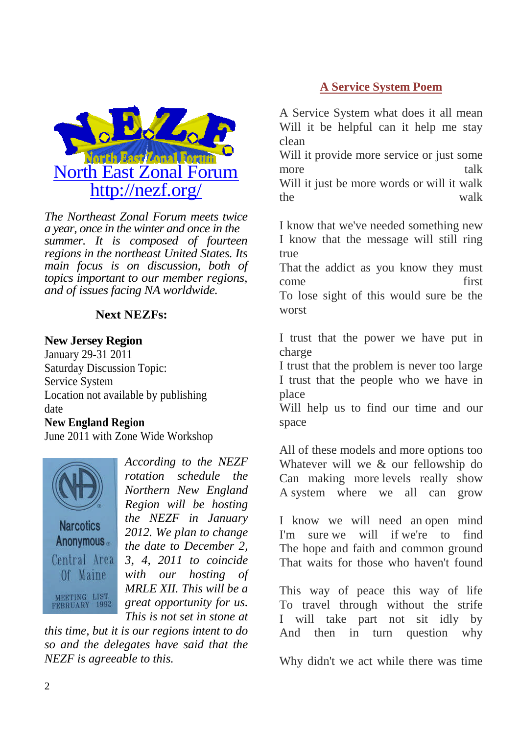North East Zonal Forum
http://nezf.org/

*The Northeast Zonal Forum meets twice a year, once in the winter and once in the summer. It is composed of fourteen regions in the northeast United States. Its main focus is on discussion, both of topics important to our member regions, and of issues facing NA worldwide.*

### Next NEZFs:

**New Jersey Region**
January 29-31 2011
Saturday Discussion Topic:
Service System
Location not available by publishing date

**New England Region**
June 2011 with Zone Wide Workshop

*According to the NEZF rotation schedule the Northern New England Region will be hosting the NEZF in January 2012. We plan to change the date to December 2, 3, 4, 2011 to coincide with our hosting of MRLE XII. This will be a great opportunity for us. This is not set in stone at this time, but it is our regions intent to do so and the delegates have said that the NEZF is agreeable to this.*

## A Service System Poem

A Service System what does it all mean
Will it be helpful can it help me stay clean
Will it provide more service or just some more talk
Will it just be more words or will it walk the walk

I know that we've needed something new
I know that the message will still ring true
That the addict as you know they must come first
To lose sight of this would sure be the worst

I trust that the power we have put in charge
I trust that the problem is never too large
I trust that the people who we have in place
Will help us to find our time and our space

All of these models and more options too
Whatever will we & our fellowship do
Can making more levels really show
A system where we all can grow

I know we will need an open mind
I'm sure we will if we're to find
The hope and faith and common ground
That waits for those who haven't found

This way of peace this way of life
To travel through without the strife
I will take part not sit idly by
And then in turn question why

Why didn't we act while there was time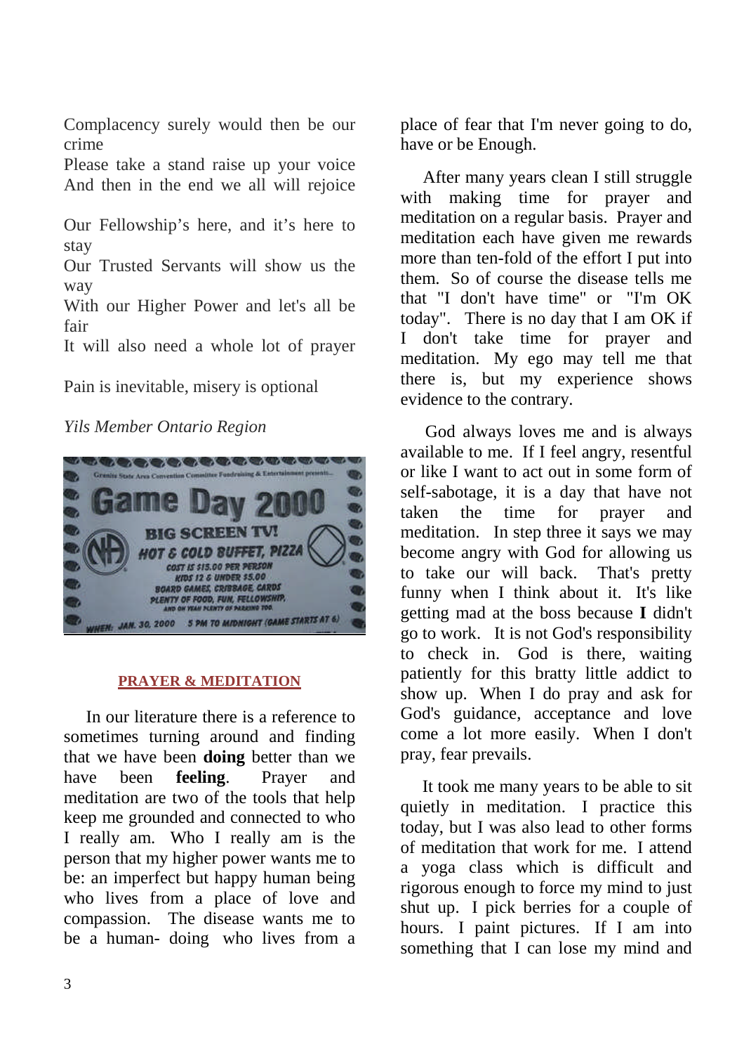Complacency surely would then be our crime
Please take a stand raise up your voice
And then in the end we all will rejoice

Our Fellowship's here, and it's here to stay
Our Trusted Servants will show us the way
With our Higher Power and let's all be fair
It will also need a whole lot of prayer

Pain is inevitable, misery is optional

*Yils Member Ontario Region*

## PRAYER & MEDITATION

In our literature there is a reference to sometimes turning around and finding that we have been **doing** better than we have been **feeling**. Prayer and meditation are two of the tools that help keep me grounded and connected to who I really am. Who I really am is the person that my higher power wants me to be: an imperfect but happy human being who lives from a place of love and compassion. The disease wants me to be a human- doing who lives from a place of fear that I'm never going to do, have or be Enough.

After many years clean I still struggle with making time for prayer and meditation on a regular basis. Prayer and meditation each have given me rewards more than ten-fold of the effort I put into them. So of course the disease tells me that "I don't have time" or "I'm OK today". There is no day that I am OK if I don't take time for prayer and meditation. My ego may tell me that there is, but my experience shows evidence to the contrary.

God always loves me and is always available to me. If I feel angry, resentful or like I want to act out in some form of self-sabotage, it is a day that have not taken the time for prayer and meditation. In step three it says we may become angry with God for allowing us to take our will back. That's pretty funny when I think about it. It's like getting mad at the boss because **I** didn't go to work. It is not God's responsibility to check in. God is there, waiting patiently for this bratty little addict to show up. When I do pray and ask for God's guidance, acceptance and love come a lot more easily. When I don't pray, fear prevails.

It took me many years to be able to sit quietly in meditation. I practice this today, but I was also lead to other forms of meditation that work for me. I attend a yoga class which is difficult and rigorous enough to force my mind to just shut up. I pick berries for a couple of hours. I paint pictures. If I am into something that I can lose my mind and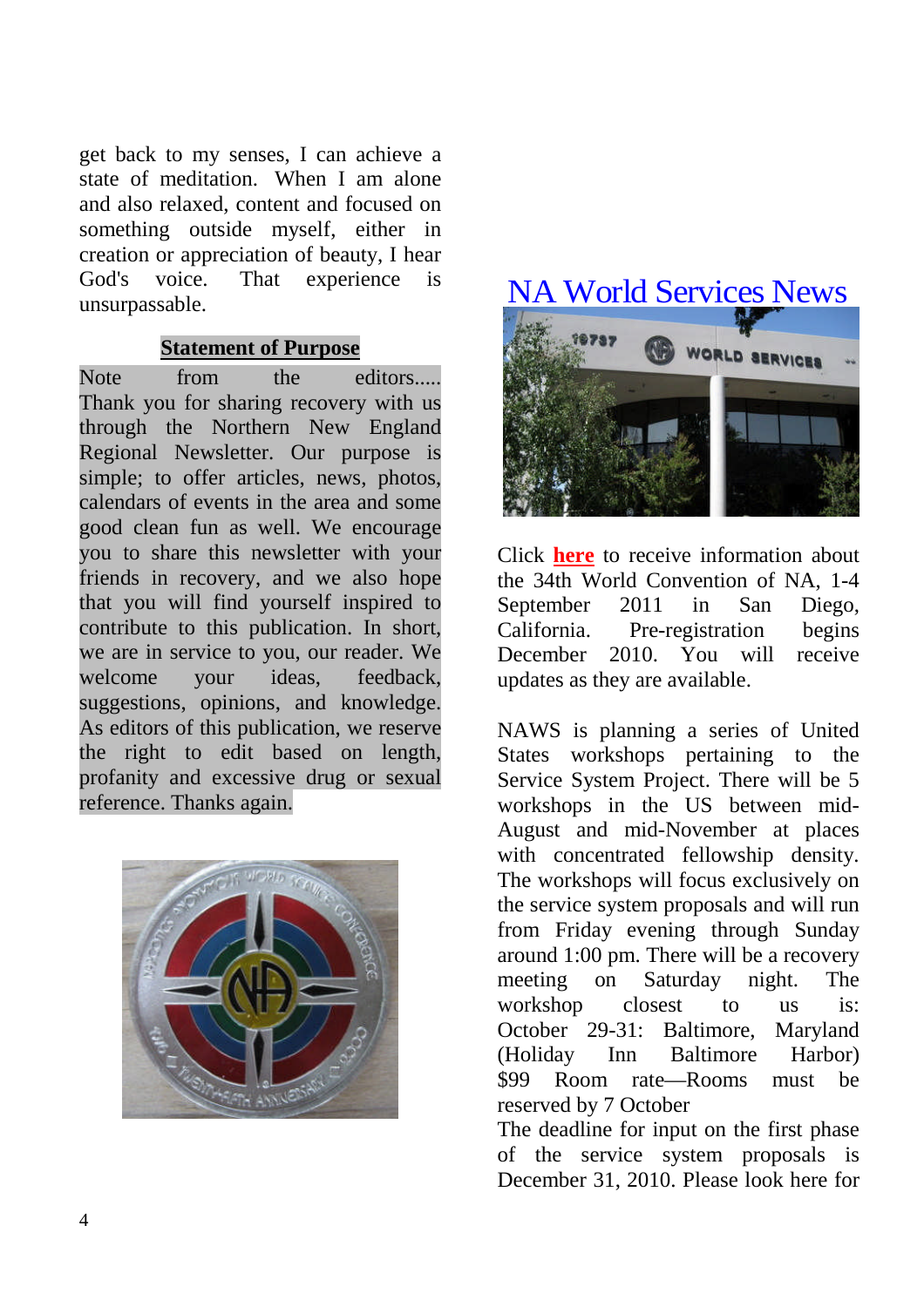get back to my senses, I can achieve a state of meditation. When I am alone and also relaxed, content and focused on something outside myself, either in creation or appreciation of beauty, I hear God's voice. That experience is unsurpassable.

## Statement of Purpose

Note from the editors..... Thank you for sharing recovery with us through the Northern New England Regional Newsletter. Our purpose is simple; to offer articles, news, photos, calendars of events in the area and some good clean fun as well. We encourage you to share this newsletter with your friends in recovery, and we also hope that you will find yourself inspired to contribute to this publication. In short, we are in service to you, our reader. We welcome your ideas, feedback, suggestions, opinions, and knowledge. As editors of this publication, we reserve the right to edit based on length, profanity and excessive drug or sexual reference. Thanks again.

## NA World Services News

Click **here** to receive information about the 34th World Convention of NA, 1-4 September 2011 in San Diego, California. Pre-registration begins December 2010. You will receive updates as they are available.

NAWS is planning a series of United States workshops pertaining to the Service System Project. There will be 5 workshops in the US between mid-August and mid-November at places with concentrated fellowship density. The workshops will focus exclusively on the service system proposals and will run from Friday evening through Sunday around 1:00 pm. There will be a recovery meeting on Saturday night. The workshop closest to us is: October 29-31: Baltimore, Maryland (Holiday Inn Baltimore Harbor) $99 Room rate—Rooms must be reserved by 7 October

The deadline for input on the first phase of the service system proposals is December 31, 2010. Please look here for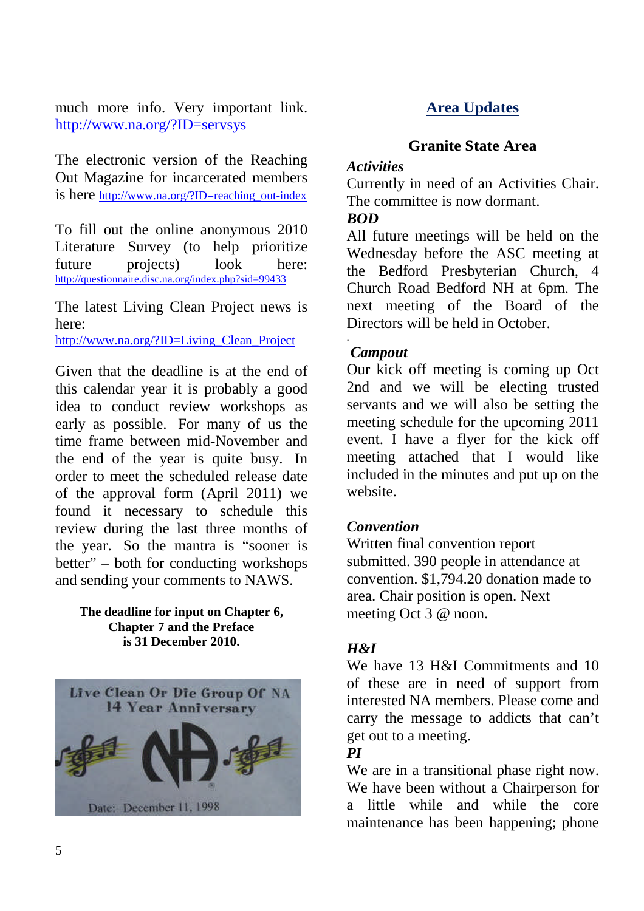much more info. Very important link. http://www.na.org/?ID=servsys

The electronic version of the Reaching Out Magazine for incarcerated members is here http://www.na.org/?ID=reaching_out-index

To fill out the online anonymous 2010 Literature Survey (to help prioritize future projects) look here: http://questionnaire.disc.na.org/index.php?sid=99433

The latest Living Clean Project news is here: http://www.na.org/?ID=Living_Clean_Project

Given that the deadline is at the end of this calendar year it is probably a good idea to conduct review workshops as early as possible. For many of us the time frame between mid-November and the end of the year is quite busy. In order to meet the scheduled release date of the approval form (April 2011) we found it necessary to schedule this review during the last three months of the year. So the mantra is "sooner is better" – both for conducting workshops and sending your comments to NAWS.

**The deadline for input on Chapter 6, Chapter 7 and the Preface is 31 December 2010.**

Live Clean Or Die Group Of NA
14 Year Anniversary
Date: December 11, 1998

## Area Updates

### Granite State Area

***Activities***

Currently in need of an Activities Chair. The committee is now dormant.

***BOD***

All future meetings will be held on the Wednesday before the ASC meeting at the Bedford Presbyterian Church, 4 Church Road Bedford NH at 6pm. The next meeting of the Board of the Directors will be held in October.

***Campout***

Our kick off meeting is coming up Oct 2nd and we will be electing trusted servants and we will also be setting the meeting schedule for the upcoming 2011 event. I have a flyer for the kick off meeting attached that I would like included in the minutes and put up on the website.

***Convention***

Written final convention report submitted. 390 people in attendance at convention. $1,794.20 donation made to area. Chair position is open. Next meeting Oct 3 @ noon.

***H&I***

We have 13 H&I Commitments and 10 of these are in need of support from interested NA members. Please come and carry the message to addicts that can't get out to a meeting.

***PI***

We are in a transitional phase right now. We have been without a Chairperson for a little while and while the core maintenance has been happening; phone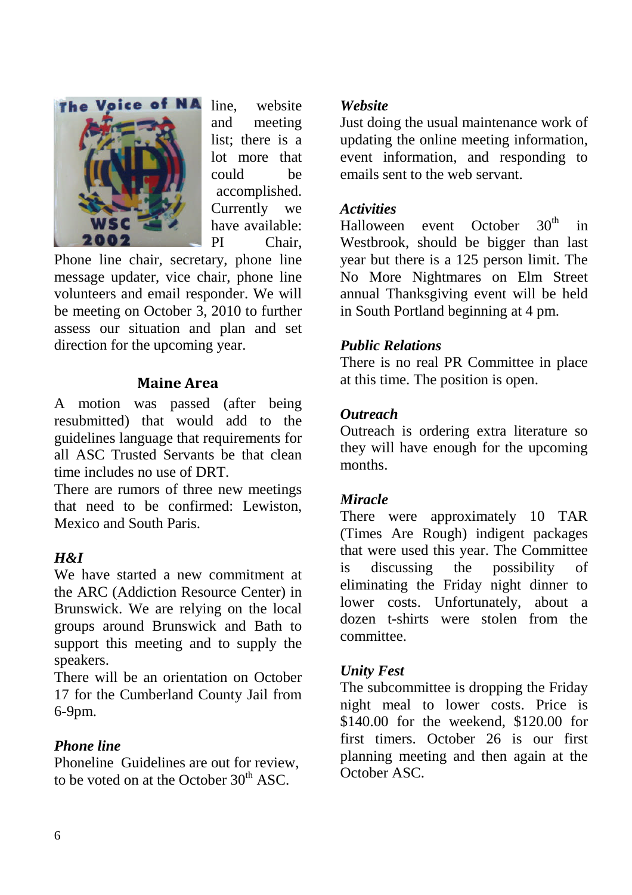line, website and meeting list; there is a lot more that could be accomplished. Currently we have available: PI Chair, Phone line chair, secretary, phone line message updater, vice chair, phone line volunteers and email responder. We will be meeting on October 3, 2010 to further assess our situation and plan and set direction for the upcoming year.

## Maine Area

A motion was passed (after being resubmitted) that would add to the guidelines language that requirements for all ASC Trusted Servants be that clean time includes no use of DRT.

There are rumors of three new meetings that need to be confirmed: Lewiston, Mexico and South Paris.

***H&I***

We have started a new commitment at the ARC (Addiction Resource Center) in Brunswick. We are relying on the local groups around Brunswick and Bath to support this meeting and to supply the speakers.

There will be an orientation on October 17 for the Cumberland County Jail from 6-9pm.

***Phone line***

Phoneline Guidelines are out for review, to be voted on at the October 30th ASC.

***Website***

Just doing the usual maintenance work of updating the online meeting information, event information, and responding to emails sent to the web servant.

***Activities***

Halloween event October 30th in Westbrook, should be bigger than last year but there is a 125 person limit. The No More Nightmares on Elm Street annual Thanksgiving event will be held in South Portland beginning at 4 pm.

***Public Relations***

There is no real PR Committee in place at this time. The position is open.

***Outreach***

Outreach is ordering extra literature so they will have enough for the upcoming months.

***Miracle***

There were approximately 10 TAR (Times Are Rough) indigent packages that were used this year. The Committee is discussing the possibility of eliminating the Friday night dinner to lower costs. Unfortunately, about a dozen t-shirts were stolen from the committee.

***Unity Fest***

The subcommittee is dropping the Friday night meal to lower costs. Price is $140.00 for the weekend, $120.00 for first timers. October 26 is our first planning meeting and then again at the October ASC.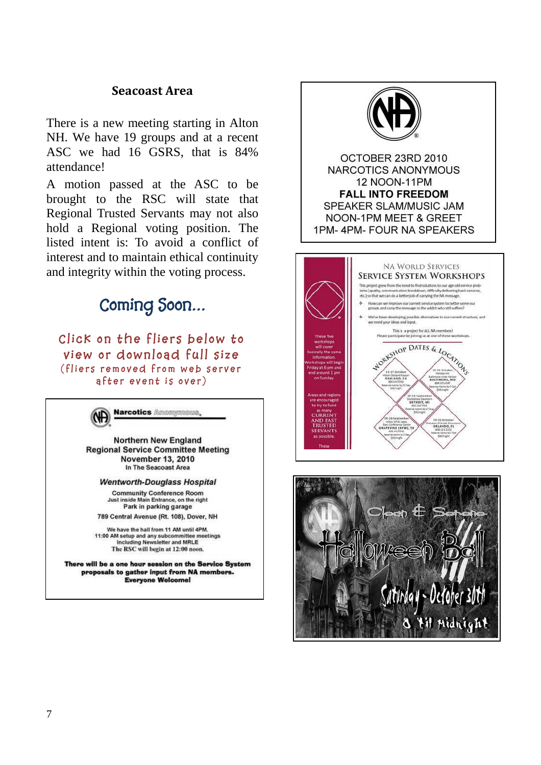## Seacoast Area

There is a new meeting starting in Alton NH. We have 19 groups and at a recent ASC we had 16 GSRS, that is 84% attendance!

A motion passed at the ASC to be brought to the RSC will state that Regional Trusted Servants may not also hold a Regional voting position. The listed intent is: To avoid a conflict of interest and to maintain ethical continuity and integrity within the voting process.

## Coming Soon...

Click on the fliers below to view or download full size
(fliers removed from web server after event is over)

**Narcotics Anonymous**

Northern New England
Regional Service Committee Meeting
November 13, 2010
In The Seacoast Area

***Wentworth-Douglass Hospital***

Community Conference Room
Just inside Main Entrance, on the right
Park in parking garage

789 Central Avenue (Rt. 108), Dover, NH

We have the hall from 11 AM until 4PM.
11:00 AM setup and any subcommittee meetings
Including Newsletter and MRLE
The RSC will begin at 12:00 noon.

**There will be a one hour session on the Service System proposals to gather input from NA members.**
**Everyone Welcome!**

OCTOBER 23RD 2010
NARCOTICS ANONYMOUS
12 NOON-11PM
**FALL INTO FREEDOM**
SPEAKER SLAM/MUSIC JAM
NOON-1PM MEET & GREET
1PM- 4PM- FOUR NA SPEAKERS

NA World Services
Service System Workshops

This project grew from the need to find solutions to our age-old service problems (apathy, communication breakdown, difficulty delivering basic services, etc.) so that we can do a better job of carrying the NA message.

- How can we improve our current service system to better serve our groups and carry the message to the addict who still suffers?
- We've been developing possible alternatives to our current structure, and we need your ideas and input.

This is a project for ALL NA members!
Please participate by joining us at one of these workshops.

These five workshops will cover basically the same information. Workshops will begin Friday at 6 pm and end around 1 pm on Sunday.

Areas and regions are encouraged to try to fund as many CURRENT AND PAST TRUSTED SERVANTS as possible.

Workshop Dates & Locations

- 15-17 October, Hilton Oakland Airport, OAKLAND, CA
- 29-31 October, Holiday Inn Baltimore Inner Harbor, BALTIMORE, MD
- 17-19 September, Doubletree Dearborn, DETROIT, MI
- 24-26 September, Hilton DFW Lakes Exec Conference Center, GRAPEVINE (DFW), TX
- 29-31 October, Sheraton Orlando Downtown, ORLANDO, FL

Clean & Serene
Halloween Ball
Saturday - October 30th
8 'til Midnight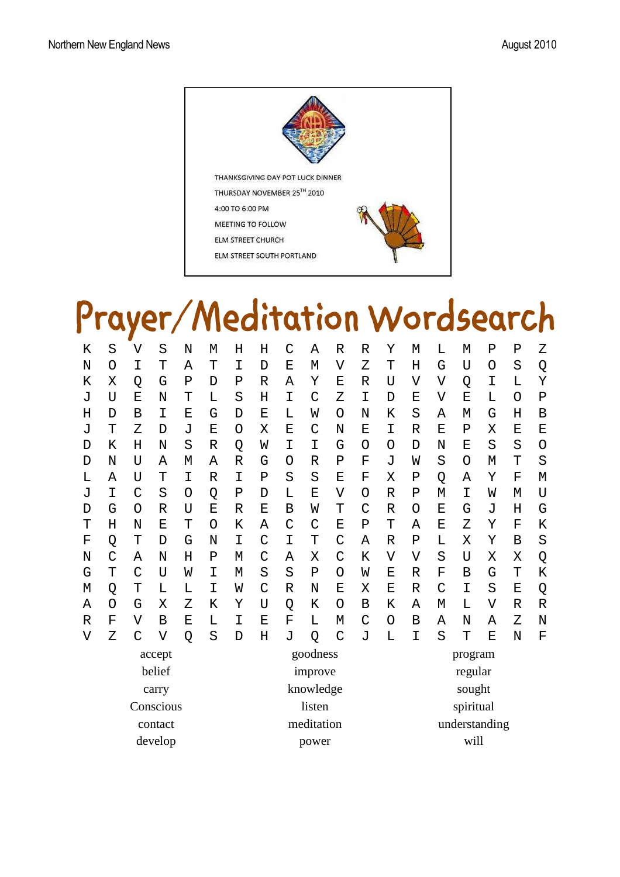THANKSGIVING DAY POT LUCK DINNER

THURSDAY NOVEMBER 25TH 2010

4:00 TO 6:00 PM

MEETING TO FOLLOW

ELM STREET CHURCH

ELM STREET SOUTH PORTLAND

# Prayer/Meditation Wordsearch

```
K S V S N M H H C A R R Y M L M P P Z
N O I T A T I D E M V Z T H G U O S Q
K X Q G P D P R A Y E R U V V Q I L Y
J U E N T L S H I C Z I D E V E L O P
H D B I E G D E L W O N K S A M G H B
J T Z D J E O X E C N E I R E P X E E
D K H N S R Q W I I G O O D N E S S O
D N U A M A R G O R P F J W S O M T S
L A U T I R I P S S E F X P Q A Y F M
J I C S O Q P D L E V O R P M I W M U
D G O R U E R E B W T C R O E G J H G
T H N E T O K A C C E P T A E Z Y F K
F Q T D G N I C I T C A R P L X Y B S
N C A N H P M C A X C K V V S U X X Q
G T C U W I M S S P O W E R F B G T K
M Q T L L I W C R N E X E R C I S E Q
A O G X Z K Y U Q K O B K A M L V R R
R F V B E L I E F L M C O B A N A Z N
V Z C V Q S D H J Q C J L I S T E N F
```

| | | |
|---|---|---|
| accept | goodness | program |
| belief | improve | regular |
| carry | knowledge | sought |
| Conscious | listen | spiritual |
| contact | meditation | understanding |
| develop | power | will |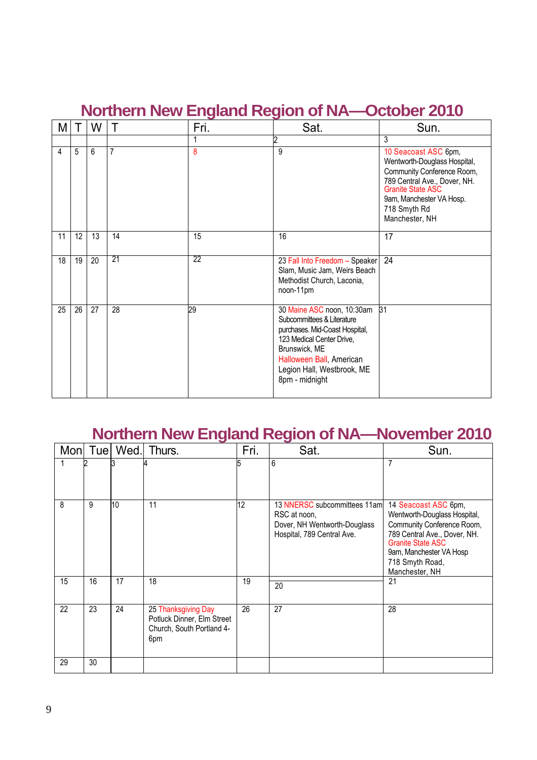## Northern New England Region of NA—October 2010

| M | T | W | T | Fri. | Sat. | Sun. |
|---|---|---|---|---|---|---|
| | | | | 1 | 2 | 3 |
| 4 | 5 | 6 | 7 | 8 | 9 | 10 Seacoast ASC 6pm, Wentworth-Douglass Hospital, Community Conference Room, 789 Central Ave., Dover, NH. Granite State ASC 9am, Manchester VA Hosp. 718 Smyth Rd Manchester, NH |
| 11 | 12 | 13 | 14 | 15 | 16 | 17 |
| 18 | 19 | 20 | 21 | 22 | 23 Fall Into Freedom – Speaker Slam, Music Jam, Weirs Beach Methodist Church, Laconia, noon-11pm | 24 |
| 25 | 26 | 27 | 28 | 29 | 30 Maine ASC noon, 10:30am Subcommittees & Literature purchases. Mid-Coast Hospital, 123 Medical Center Drive, Brunswick, ME Halloween Ball, American Legion Hall, Westbrook, ME 8pm - midnight | 31 |

## Northern New England Region of NA—November 2010

| Mon | Tue | Wed. | Thurs. | Fri. | Sat. | Sun. |
|---|---|---|---|---|---|---|
| 1 | 2 | 3 | 4 | 5 | 6 | 7 |
| 8 | 9 | 10 | 11 | 12 | 13 NNERSC subcommittees 11am RSC at noon, Dover, NH Wentworth-Douglass Hospital, 789 Central Ave. | 14 Seacoast ASC 6pm, Wentworth-Douglass Hospital, Community Conference Room, 789 Central Ave., Dover, NH. Granite State ASC 9am, Manchester VA Hosp 718 Smyth Road, Manchester, NH |
| 15 | 16 | 17 | 18 | 19 | 20 | 21 |
| 22 | 23 | 24 | 25 Thanksgiving Day Potluck Dinner, Elm Street Church, South Portland 4-6pm | 26 | 27 | 28 |
| 29 | 30 | | | | | |